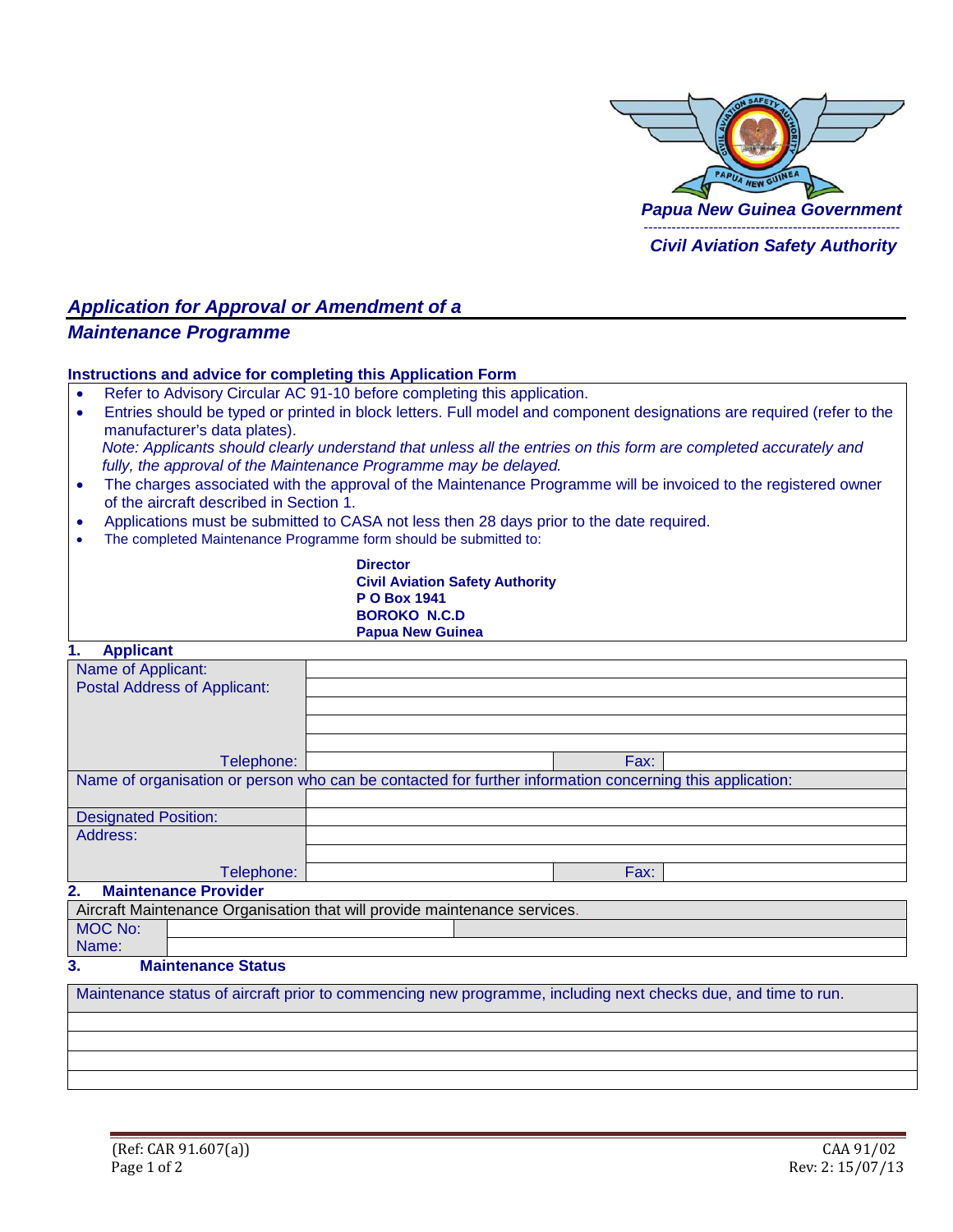**Papua New Guinea Government**

**Civil Aviation Safety Authority**

# *Application for Approval or Amendment of a Maintenance Programme*

## Instructions and advice for completing this Application Form

- Refer to Advisory Circular AC 91-10 before completing this application.
- Entries should be typed or printed in block letters. Full model and component designations are required (refer to the manufacturer's data plates).

  *Note: Applicants should clearly understand that unless all the entries on this form are completed accurately and fully, the approval of the Maintenance Programme may be delayed.*
- The charges associated with the approval of the Maintenance Programme will be invoiced to the registered owner of the aircraft described in Section 1.
- Applications must be submitted to CASA not less then 28 days prior to the date required.
- The completed Maintenance Programme form should be submitted to:

**Director**
**Civil Aviation Safety Authority**
**P O Box 1941**
**BOROKO N.C.D**
**Papua New Guinea**

## 1. Applicant

| | | | |
|---|---|---|---|
| Name of Applicant: | | | |
| Postal Address of Applicant: | | | |
| | | | |
| | | | |
| | | | |
| Telephone: | | Fax: | |
| Name of organisation or person who can be contacted for further information concerning this application: | | | |
| | | | |
| Designated Position: | | | |
| Address: | | | |
| | | | |
| Telephone: | | Fax: | |

## 2. Maintenance Provider

| | | |
|---|---|---|
| Aircraft Maintenance Organisation that will provide maintenance services. | | |
| MOC No: | | |
| Name: | | |

## 3. Maintenance Status

| |
|---|
| Maintenance status of aircraft prior to commencing new programme, including next checks due, and time to run. |
| |
| |
| |
| |

(Ref: CAR 91.607(a))

CAA 91/02
Rev: 2: 15/07/13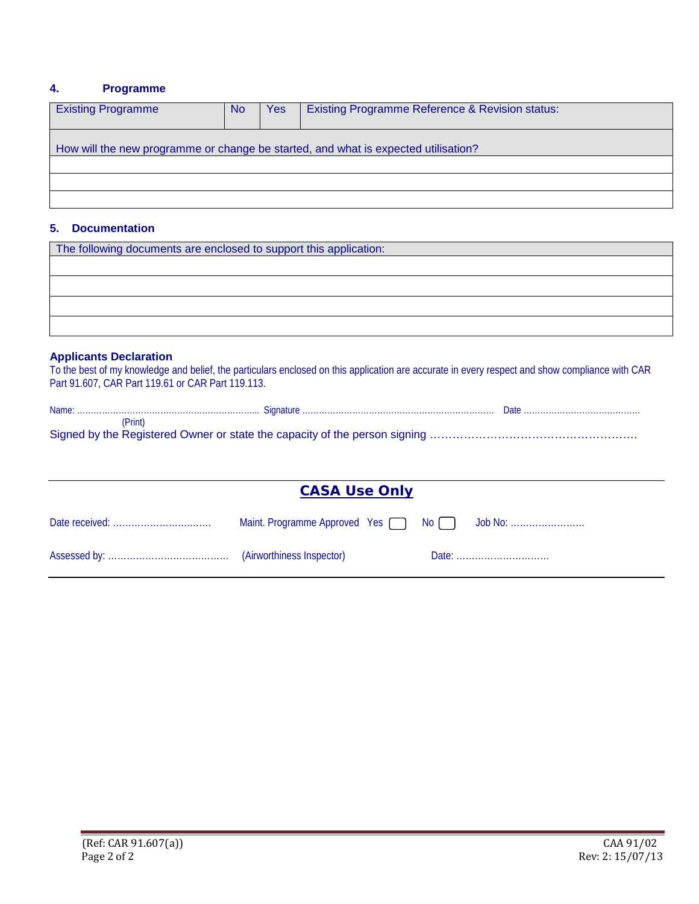## 4. Programme

| Existing Programme | No | Yes | Existing Programme Reference & Revision status: |
|---|---|---|---|
| How will the new programme or change be started, and what is expected utilisation? | | | |
| | | | |
| | | | |
| | | | |

## 5. Documentation

| The following documents are enclosed to support this application: |
|---|
| |
| |
| |
| |

### Applicants Declaration

To the best of my knowledge and belief, the particulars enclosed on this application are accurate in every respect and show compliance with CAR Part 91.607, CAR Part 119.61 or CAR Part 119.113.

Name: ………………………………………………………… Signature ……………………………………………………………… Date ……………………………………
(Print)

Signed by the Registered Owner or state the capacity of the person signing ………………………………………………

## CASA Use Only

Date received: …………………………… Maint. Programme Approved Yes ☐ No ☐ Job No: ……………………

Assessed by: ………………………………… (Airworthiness Inspector) Date: …………………………

(Ref: CAR 91.607(a))

CAA 91/02
Rev: 2: 15/07/13